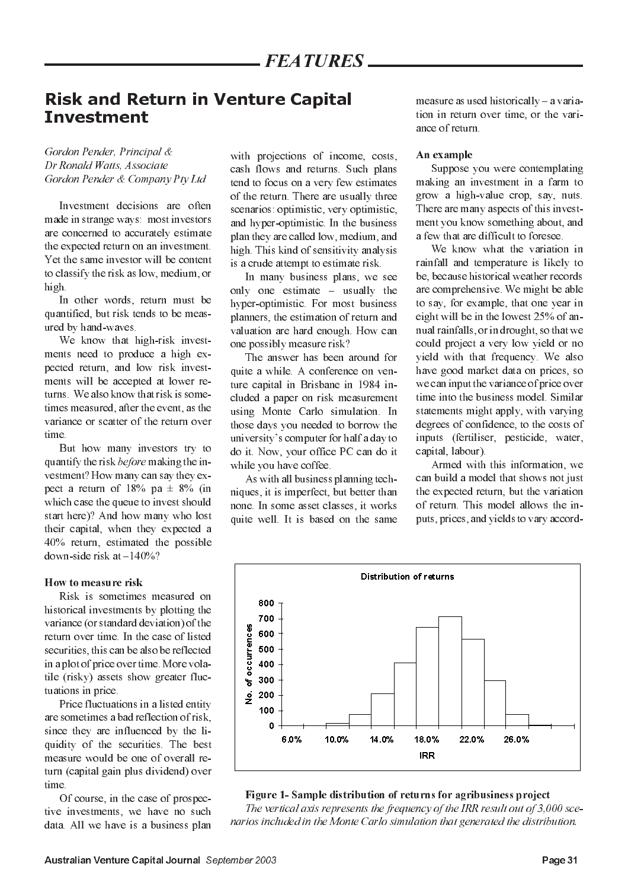# Risk and Return in Venture Capital Investment

*Gordon Pender, Principal &*
*Dr Ronald Watts, Associate*
*Gordon Pender & Company Pty Ltd*

Investment decisions are often made in strange ways: most investors are concerned to accurately estimate the expected return on an investment. Yet the same investor will be content to classify the risk as low, medium, or high.

In other words, return must be quantified, but risk tends to be measured by hand-waves.

We know that high-risk investments need to produce a high expected return, and low risk investments will be accepted at lower returns. We also know that risk is sometimes measured, after the event, as the variance or scatter of the return over time.

But how many investors try to quantify the risk *before* making the investment? How many can say they expect a return of 18% pa ± 8% (in which case the queue to invest should start here)? And how many who lost their capital, when they expected a 40% return, estimated the possible down-side risk at –140%?

### How to measure risk

Risk is sometimes measured on historical investments by plotting the variance (or standard deviation) of the return over time. In the case of listed securities, this can be also be reflected in a plot of price over time. More volatile (risky) assets show greater fluctuations in price.

Price fluctuations in a listed entity are sometimes a bad reflection of risk, since they are influenced by the liquidity of the securities. The best measure would be one of overall return (capital gain plus dividend) over time.

Of course, in the case of prospective investments, we have no such data. All we have is a business plan with projections of income, costs, cash flows and returns. Such plans tend to focus on a very few estimates of the return. There are usually three scenarios: optimistic, very optimistic, and hyper-optimistic. In the business plan they are called low, medium, and high. This kind of sensitivity analysis is a crude attempt to estimate risk.

In many business plans, we see only one estimate – usually the hyper-optimistic. For most business planners, the estimation of return and valuation are hard enough. How can one possibly measure risk?

The answer has been around for quite a while. A conference on venture capital in Brisbane in 1984 included a paper on risk measurement using Monte Carlo simulation. In those days you needed to borrow the university's computer for half a day to do it. Now, your office PC can do it while you have coffee.

As with all business planning techniques, it is imperfect, but better than none. In some asset classes, it works quite well. It is based on the same measure as used historically – a variation in return over time, or the variance of return.

### An example

Suppose you were contemplating making an investment in a farm to grow a high-value crop, say, nuts. There are many aspects of this investment you know something about, and a few that are difficult to foresee.

We know what the variation in rainfall and temperature is likely to be, because historical weather records are comprehensive. We might be able to say, for example, that one year in eight will be in the lowest 25% of annual rainfalls, or in drought, so that we could project a very low yield or no yield with that frequency. We also have good market data on prices, so we can input the variance of price over time into the business model. Similar statements might apply, with varying degrees of confidence, to the costs of inputs (fertiliser, pesticide, water, capital, labour).

Armed with this information, we can build a model that shows not just the expected return, but the variation of return. This model allows the inputs, prices, and yields to vary accord-

**Figure 1- Sample distribution of returns for agribusiness project**

*The vertical axis represents the frequency of the IRR result out of 3,000 scenarios included in the Monte Carlo simulation that generated the distribution.*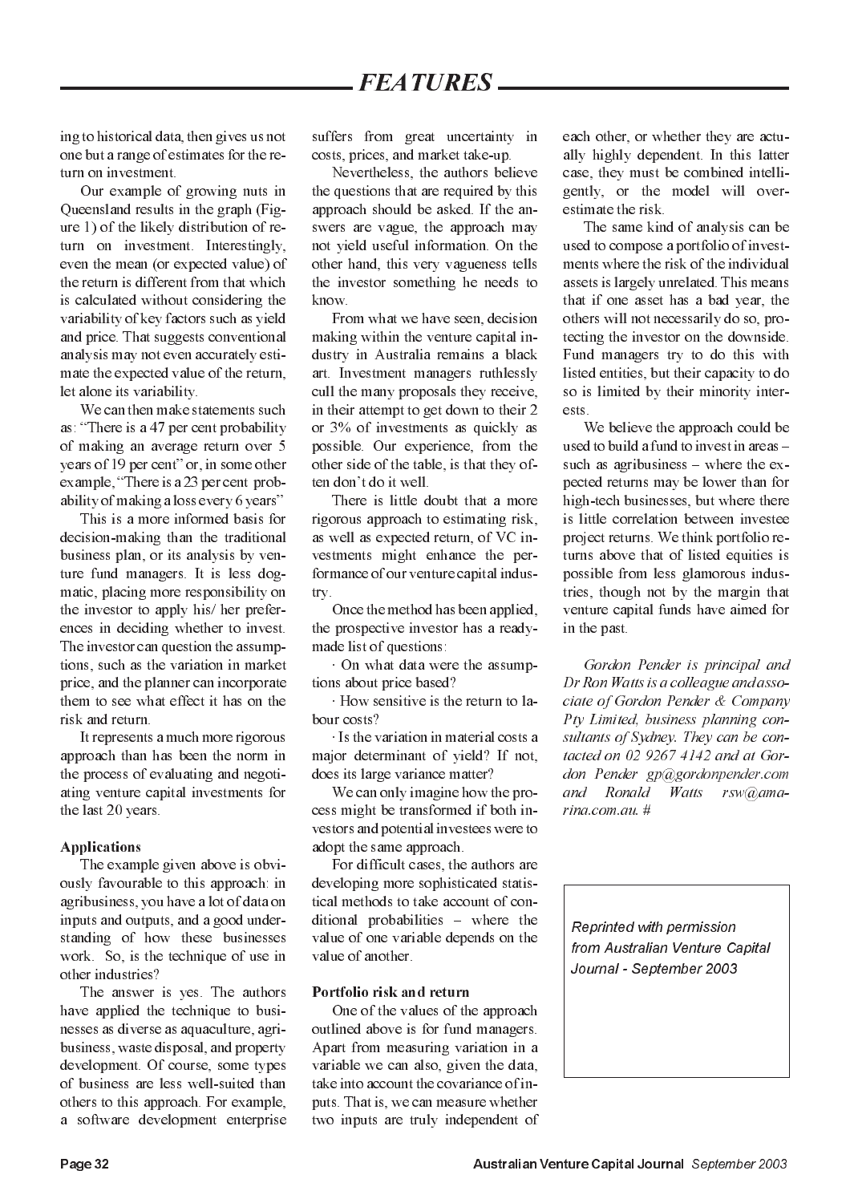ing to historical data, then gives us not one but a range of estimates for the return on investment.

Our example of growing nuts in Queensland results in the graph (Figure 1) of the likely distribution of return on investment. Interestingly, even the mean (or expected value) of the return is different from that which is calculated without considering the variability of key factors such as yield and price. That suggests conventional analysis may not even accurately estimate the expected value of the return, let alone its variability.

We can then make statements such as: "There is a 47 per cent probability of making an average return over 5 years of 19 per cent" or, in some other example, "There is a 23 per cent probability of making a loss every 6 years"

This is a more informed basis for decision-making than the traditional business plan, or its analysis by venture fund managers. It is less dogmatic, placing more responsibility on the investor to apply his/ her preferences in deciding whether to invest. The investor can question the assumptions, such as the variation in market price, and the planner can incorporate them to see what effect it has on the risk and return.

It represents a much more rigorous approach than has been the norm in the process of evaluating and negotiating venture capital investments for the last 20 years.

**Applications**

The example given above is obviously favourable to this approach: in agribusiness, you have a lot of data on inputs and outputs, and a good understanding of how these businesses work. So, is the technique of use in other industries?

The answer is yes. The authors have applied the technique to businesses as diverse as aquaculture, agribusiness, waste disposal, and property development. Of course, some types of business are less well-suited than others to this approach. For example, a software development enterprise suffers from great uncertainty in costs, prices, and market take-up.

Nevertheless, the authors believe the questions that are required by this approach should be asked. If the answers are vague, the approach may not yield useful information. On the other hand, this very vagueness tells the investor something he needs to know.

From what we have seen, decision making within the venture capital industry in Australia remains a black art. Investment managers ruthlessly cull the many proposals they receive, in their attempt to get down to their 2 or 3% of investments as quickly as possible. Our experience, from the other side of the table, is that they often don't do it well.

There is little doubt that a more rigorous approach to estimating risk, as well as expected return, of VC investments might enhance the performance of our venture capital industry.

Once the method has been applied, the prospective investor has a ready-made list of questions:

· On what data were the assumptions about price based?

· How sensitive is the return to labour costs?

· Is the variation in material costs a major determinant of yield? If not, does its large variance matter?

We can only imagine how the process might be transformed if both investors and potential investees were to adopt the same approach.

For difficult cases, the authors are developing more sophisticated statistical methods to take account of conditional probabilities – where the value of one variable depends on the value of another.

**Portfolio risk and return**

One of the values of the approach outlined above is for fund managers. Apart from measuring variation in a variable we can also, given the data, take into account the covariance of inputs. That is, we can measure whether two inputs are truly independent of each other, or whether they are actually highly dependent. In this latter case, they must be combined intelligently, or the model will overestimate the risk.

The same kind of analysis can be used to compose a portfolio of investments where the risk of the individual assets is largely unrelated. This means that if one asset has a bad year, the others will not necessarily do so, protecting the investor on the downside. Fund managers try to do this with listed entities, but their capacity to do so is limited by their minority interests.

We believe the approach could be used to build a fund to invest in areas – such as agribusiness – where the expected returns may be lower than for high-tech businesses, but where there is little correlation between investee project returns. We think portfolio returns above that of listed equities is possible from less glamorous industries, though not by the margin that venture capital funds have aimed for in the past.

*Gordon Pender is principal and Dr Ron Watts is a colleague and associate of Gordon Pender & Company Pty Limited, business planning consultants of Sydney. They can be contacted on 02 9267 4142 and at Gordon Pender gp@gordonpender.com and Ronald Watts rsw@amarina.com.au. #*

*Reprinted with permission from Australian Venture Capital Journal - September 2003*